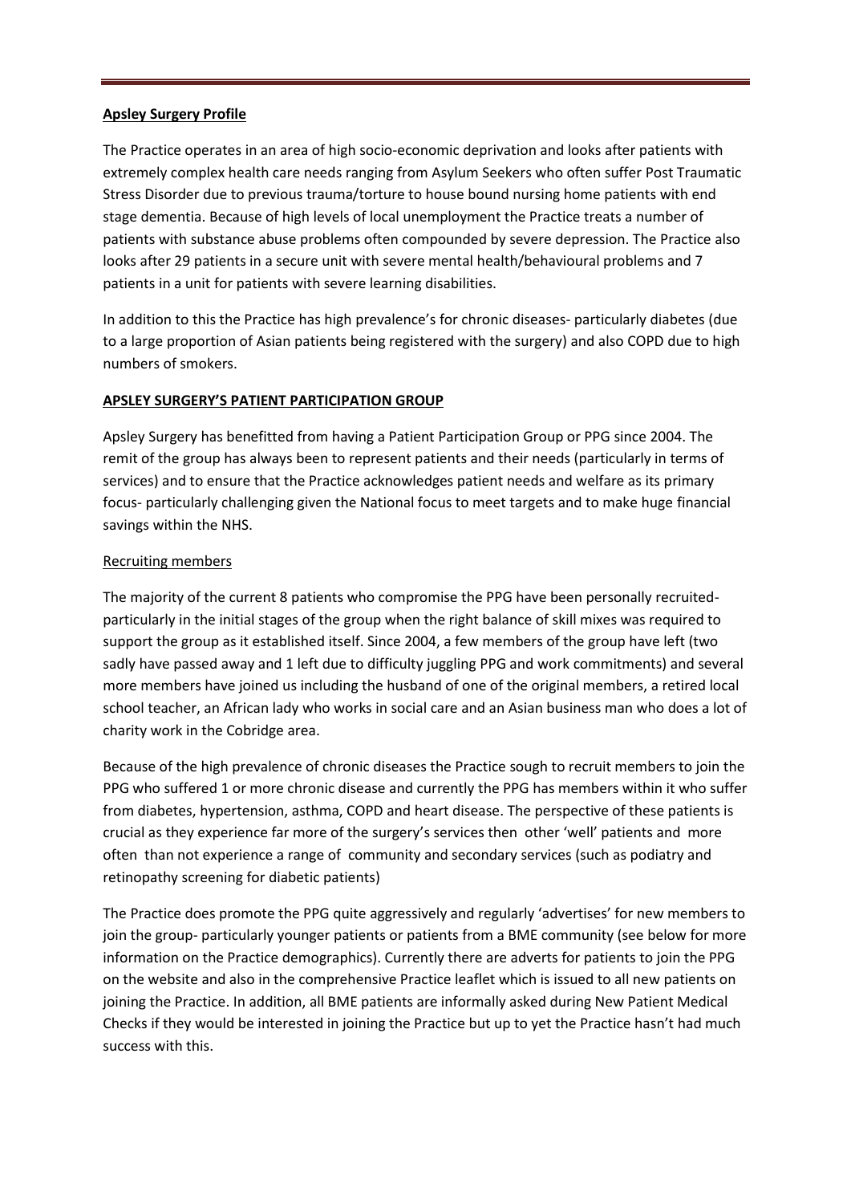**Apsley Surgery Profile**

The Practice operates in an area of high socio-economic deprivation and looks after patients with extremely complex health care needs ranging from Asylum Seekers who often suffer Post Traumatic Stress Disorder due to previous trauma/torture to house bound nursing home patients with end stage dementia. Because of high levels of local unemployment the Practice treats a number of patients with substance abuse problems often compounded by severe depression. The Practice also looks after 29 patients in a secure unit with severe mental health/behavioural problems and 7 patients in a unit for patients with severe learning disabilities.

In addition to this the Practice has high prevalence's for chronic diseases- particularly diabetes (due to a large proportion of Asian patients being registered with the surgery) and also COPD due to high numbers of smokers.

**APSLEY SURGERY'S PATIENT PARTICIPATION GROUP**

Apsley Surgery has benefitted from having a Patient Participation Group or PPG since 2004. The remit of the group has always been to represent patients and their needs (particularly in terms of services) and to ensure that the Practice acknowledges patient needs and welfare as its primary focus- particularly challenging given the National focus to meet targets and to make huge financial savings within the NHS.

Recruiting members

The majority of the current 8 patients who compromise the PPG have been personally recruited- particularly in the initial stages of the group when the right balance of skill mixes was required to support the group as it established itself. Since 2004, a few members of the group have left (two sadly have passed away and 1 left due to difficulty juggling PPG and work commitments) and several more members have joined us including the husband of one of the original members, a retired local school teacher, an African lady who works in social care and an Asian business man who does a lot of charity work in the Cobridge area.

Because of the high prevalence of chronic diseases the Practice sough to recruit members to join the PPG who suffered 1 or more chronic disease and currently the PPG has members within it who suffer from diabetes, hypertension, asthma, COPD and heart disease. The perspective of these patients is crucial as they experience far more of the surgery's services then other 'well' patients and more often than not experience a range of community and secondary services (such as podiatry and retinopathy screening for diabetic patients)

The Practice does promote the PPG quite aggressively and regularly 'advertises' for new members to join the group- particularly younger patients or patients from a BME community (see below for more information on the Practice demographics). Currently there are adverts for patients to join the PPG on the website and also in the comprehensive Practice leaflet which is issued to all new patients on joining the Practice. In addition, all BME patients are informally asked during New Patient Medical Checks if they would be interested in joining the Practice but up to yet the Practice hasn't had much success with this.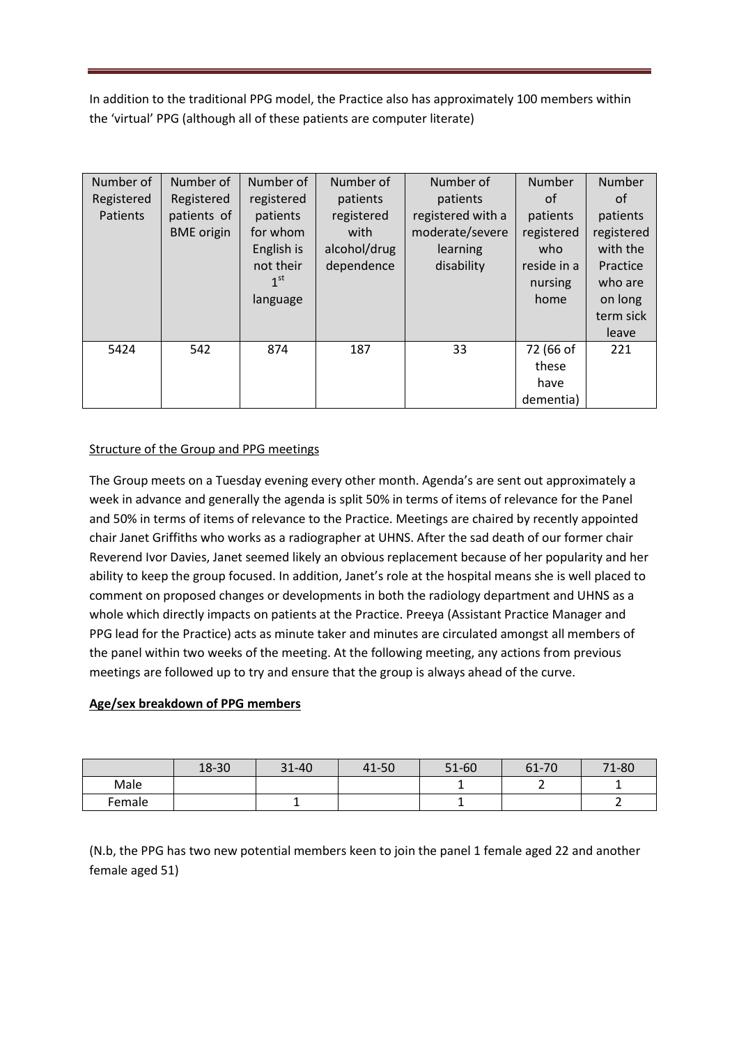In addition to the traditional PPG model, the Practice also has approximately 100 members within the 'virtual' PPG (although all of these patients are computer literate)

| Number of Registered Patients | Number of Registered patients of BME origin | Number of registered patients for whom English is not their 1st language | Number of patients registered with alcohol/drug dependence | Number of patients registered with a moderate/severe learning disability | Number of patients registered who reside in a nursing home | Number of patients registered with the Practice who are on long term sick leave |
|---|---|---|---|---|---|---|
| 5424 | 542 | 874 | 187 | 33 | 72 (66 of these have dementia) | 221 |

<u>Structure of the Group and PPG meetings</u>

The Group meets on a Tuesday evening every other month. Agenda's are sent out approximately a week in advance and generally the agenda is split 50% in terms of items of relevance for the Panel and 50% in terms of items of relevance to the Practice. Meetings are chaired by recently appointed chair Janet Griffiths who works as a radiographer at UHNS. After the sad death of our former chair Reverend Ivor Davies, Janet seemed likely an obvious replacement because of her popularity and her ability to keep the group focused. In addition, Janet's role at the hospital means she is well placed to comment on proposed changes or developments in both the radiology department and UHNS as a whole which directly impacts on patients at the Practice. Preeya (Assistant Practice Manager and PPG lead for the Practice) acts as minute taker and minutes are circulated amongst all members of the panel within two weeks of the meeting. At the following meeting, any actions from previous meetings are followed up to try and ensure that the group is always ahead of the curve.

**<u>Age/sex breakdown of PPG members</u>**

| | 18-30 | 31-40 | 41-50 | 51-60 | 61-70 | 71-80 |
|---|---|---|---|---|---|---|
| Male | | | | 1 | 2 | 1 |
| Female | | 1 | | 1 | | 2 |

(N.b, the PPG has two new potential members keen to join the panel 1 female aged 22 and another female aged 51)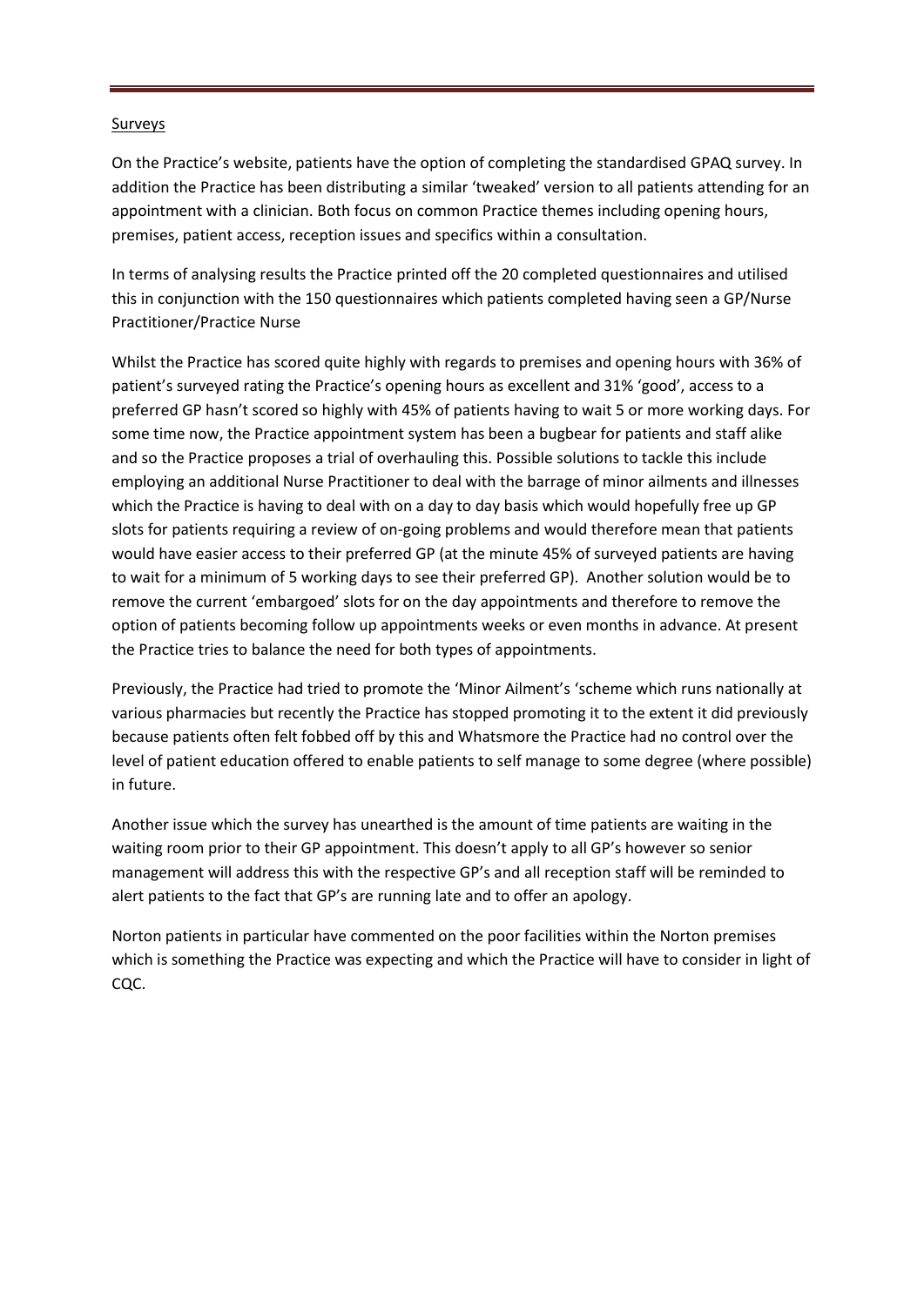<u>Surveys</u>

On the Practice's website, patients have the option of completing the standardised GPAQ survey. In addition the Practice has been distributing a similar 'tweaked' version to all patients attending for an appointment with a clinician. Both focus on common Practice themes including opening hours, premises, patient access, reception issues and specifics within a consultation.

In terms of analysing results the Practice printed off the 20 completed questionnaires and utilised this in conjunction with the 150 questionnaires which patients completed having seen a GP/Nurse Practitioner/Practice Nurse

Whilst the Practice has scored quite highly with regards to premises and opening hours with 36% of patient's surveyed rating the Practice's opening hours as excellent and 31% 'good', access to a preferred GP hasn't scored so highly with 45% of patients having to wait 5 or more working days. For some time now, the Practice appointment system has been a bugbear for patients and staff alike and so the Practice proposes a trial of overhauling this. Possible solutions to tackle this include employing an additional Nurse Practitioner to deal with the barrage of minor ailments and illnesses which the Practice is having to deal with on a day to day basis which would hopefully free up GP slots for patients requiring a review of on-going problems and would therefore mean that patients would have easier access to their preferred GP (at the minute 45% of surveyed patients are having to wait for a minimum of 5 working days to see their preferred GP). Another solution would be to remove the current 'embargoed' slots for on the day appointments and therefore to remove the option of patients becoming follow up appointments weeks or even months in advance. At present the Practice tries to balance the need for both types of appointments.

Previously, the Practice had tried to promote the 'Minor Ailment's 'scheme which runs nationally at various pharmacies but recently the Practice has stopped promoting it to the extent it did previously because patients often felt fobbed off by this and Whatsmore the Practice had no control over the level of patient education offered to enable patients to self manage to some degree (where possible) in future.

Another issue which the survey has unearthed is the amount of time patients are waiting in the waiting room prior to their GP appointment. This doesn't apply to all GP's however so senior management will address this with the respective GP's and all reception staff will be reminded to alert patients to the fact that GP's are running late and to offer an apology.

Norton patients in particular have commented on the poor facilities within the Norton premises which is something the Practice was expecting and which the Practice will have to consider in light of CQC.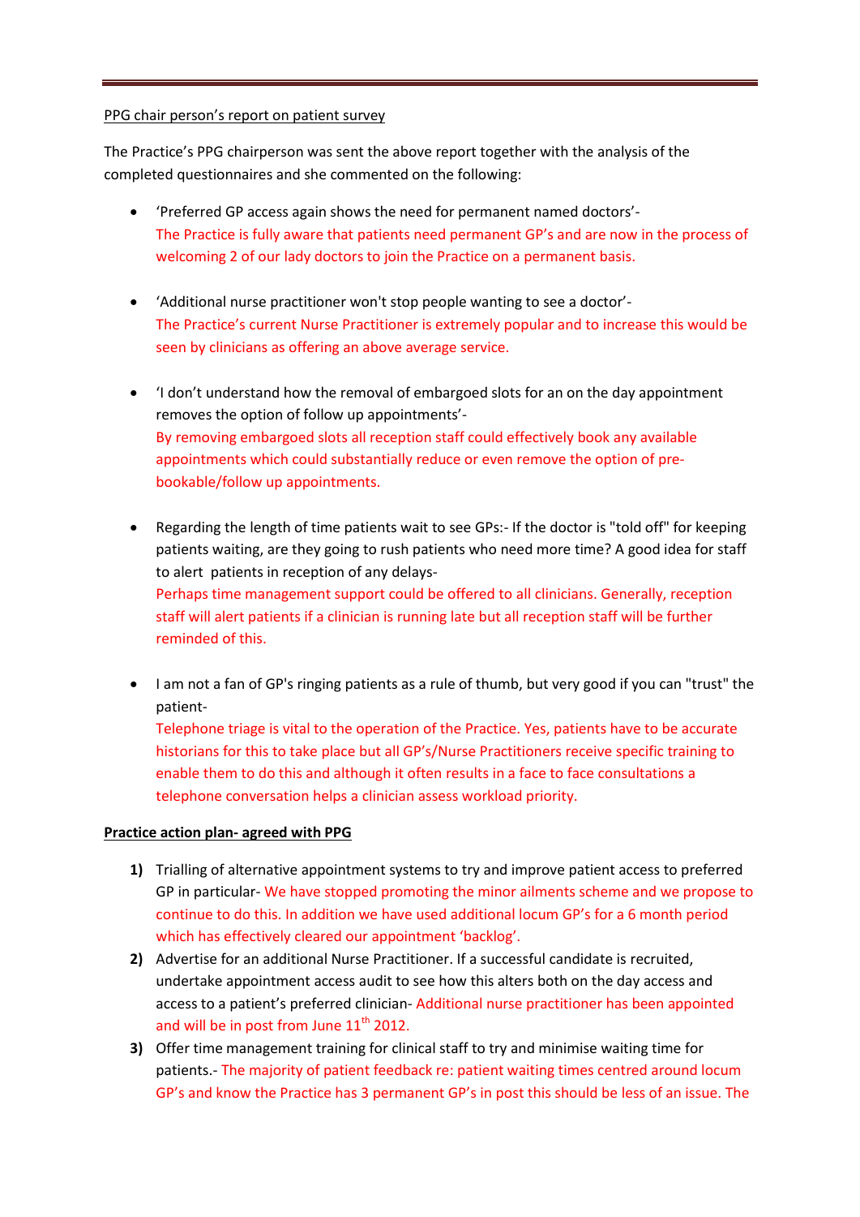PPG chair person's report on patient survey

The Practice's PPG chairperson was sent the above report together with the analysis of the completed questionnaires and she commented on the following:

- 'Preferred GP access again shows the need for permanent named doctors'-
  The Practice is fully aware that patients need permanent GP's and are now in the process of welcoming 2 of our lady doctors to join the Practice on a permanent basis.

- 'Additional nurse practitioner won't stop people wanting to see a doctor'-
  The Practice's current Nurse Practitioner is extremely popular and to increase this would be seen by clinicians as offering an above average service.

- 'I don't understand how the removal of embargoed slots for an on the day appointment removes the option of follow up appointments'-
  By removing embargoed slots all reception staff could effectively book any available appointments which could substantially reduce or even remove the option of pre-bookable/follow up appointments.

- Regarding the length of time patients wait to see GPs:- If the doctor is "told off" for keeping patients waiting, are they going to rush patients who need more time? A good idea for staff to alert patients in reception of any delays-
  Perhaps time management support could be offered to all clinicians. Generally, reception staff will alert patients if a clinician is running late but all reception staff will be further reminded of this.

- I am not a fan of GP's ringing patients as a rule of thumb, but very good if you can "trust" the patient-
  Telephone triage is vital to the operation of the Practice. Yes, patients have to be accurate historians for this to take place but all GP's/Nurse Practitioners receive specific training to enable them to do this and although it often results in a face to face consultations a telephone conversation helps a clinician assess workload priority.

**Practice action plan- agreed with PPG**

1) Trialling of alternative appointment systems to try and improve patient access to preferred GP in particular- We have stopped promoting the minor ailments scheme and we propose to continue to do this. In addition we have used additional locum GP's for a 6 month period which has effectively cleared our appointment 'backlog'.
2) Advertise for an additional Nurse Practitioner. If a successful candidate is recruited, undertake appointment access audit to see how this alters both on the day access and access to a patient's preferred clinician- Additional nurse practitioner has been appointed and will be in post from June 11th 2012.
3) Offer time management training for clinical staff to try and minimise waiting time for patients.- The majority of patient feedback re: patient waiting times centred around locum GP's and know the Practice has 3 permanent GP's in post this should be less of an issue. The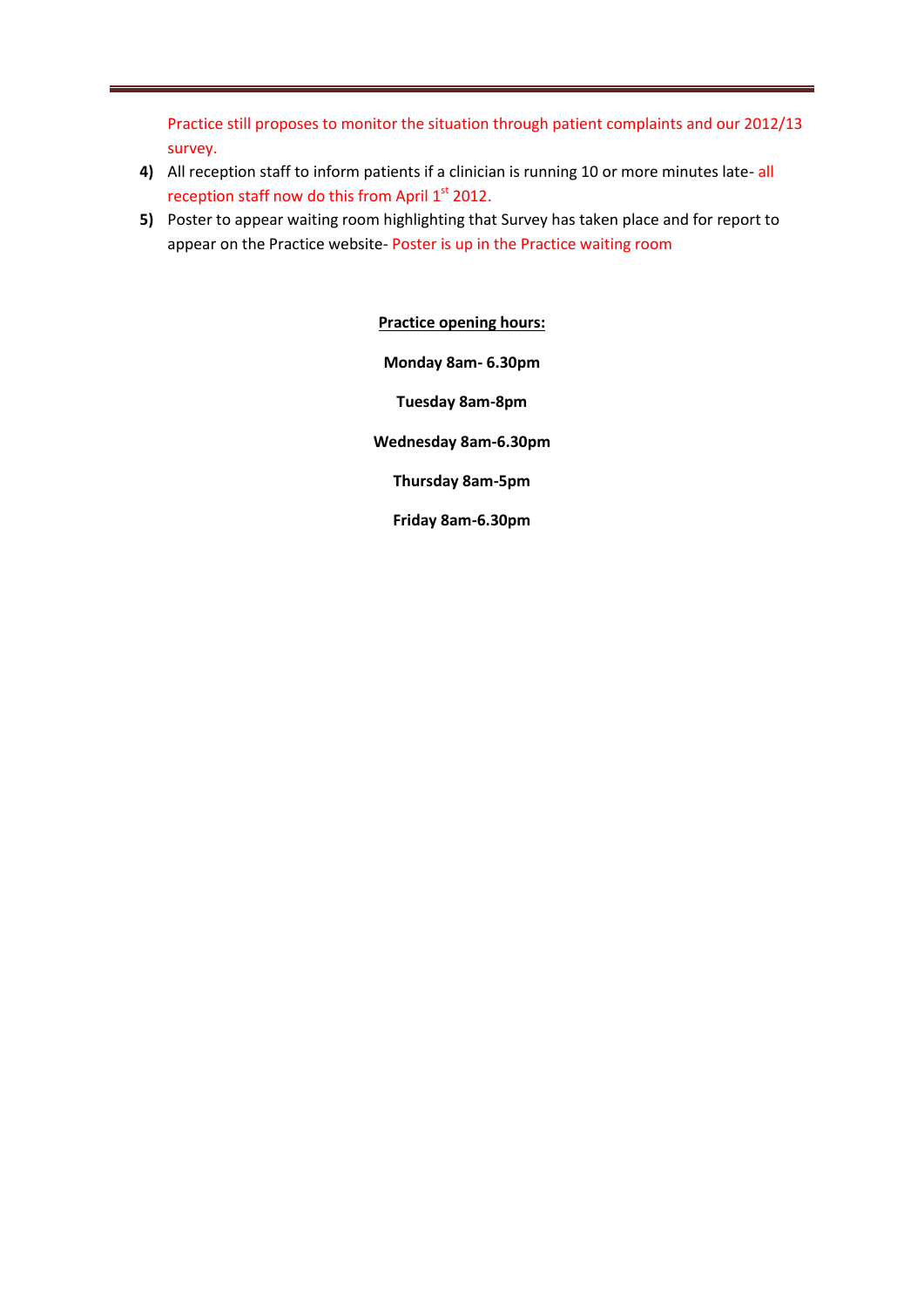Practice still proposes to monitor the situation through patient complaints and our 2012/13 survey.

4) All reception staff to inform patients if a clinician is running 10 or more minutes late- all reception staff now do this from April 1st 2012.

5) Poster to appear waiting room highlighting that Survey has taken place and for report to appear on the Practice website- Poster is up in the Practice waiting room

**Practice opening hours:**

**Monday 8am- 6.30pm**

**Tuesday 8am-8pm**

**Wednesday 8am-6.30pm**

**Thursday 8am-5pm**

**Friday 8am-6.30pm**